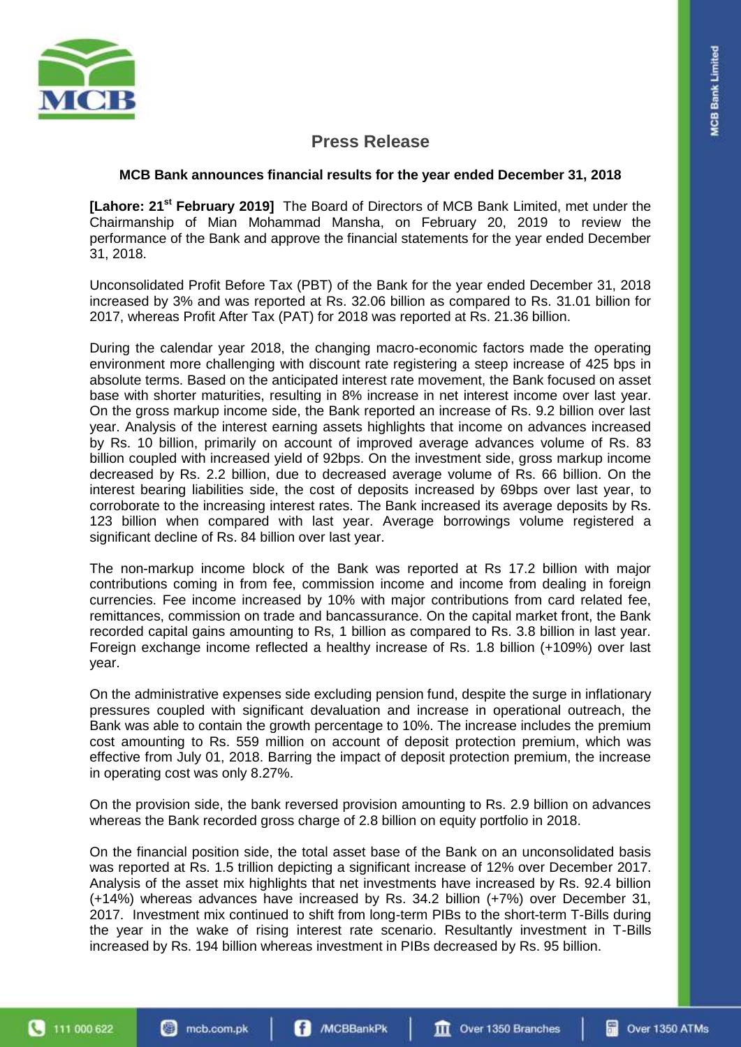# Press Release

### MCB Bank announces financial results for the year ended December 31, 2018

**[Lahore: 21st February 2019]** The Board of Directors of MCB Bank Limited, met under the Chairmanship of Mian Mohammad Mansha, on February 20, 2019 to review the performance of the Bank and approve the financial statements for the year ended December 31, 2018.

Unconsolidated Profit Before Tax (PBT) of the Bank for the year ended December 31, 2018 increased by 3% and was reported at Rs. 32.06 billion as compared to Rs. 31.01 billion for 2017, whereas Profit After Tax (PAT) for 2018 was reported at Rs. 21.36 billion.

During the calendar year 2018, the changing macro-economic factors made the operating environment more challenging with discount rate registering a steep increase of 425 bps in absolute terms. Based on the anticipated interest rate movement, the Bank focused on asset base with shorter maturities, resulting in 8% increase in net interest income over last year. On the gross markup income side, the Bank reported an increase of Rs. 9.2 billion over last year. Analysis of the interest earning assets highlights that income on advances increased by Rs. 10 billion, primarily on account of improved average advances volume of Rs. 83 billion coupled with increased yield of 92bps. On the investment side, gross markup income decreased by Rs. 2.2 billion, due to decreased average volume of Rs. 66 billion. On the interest bearing liabilities side, the cost of deposits increased by 69bps over last year, to corroborate to the increasing interest rates. The Bank increased its average deposits by Rs. 123 billion when compared with last year. Average borrowings volume registered a significant decline of Rs. 84 billion over last year.

The non-markup income block of the Bank was reported at Rs 17.2 billion with major contributions coming in from fee, commission income and income from dealing in foreign currencies. Fee income increased by 10% with major contributions from card related fee, remittances, commission on trade and bancassurance. On the capital market front, the Bank recorded capital gains amounting to Rs, 1 billion as compared to Rs. 3.8 billion in last year. Foreign exchange income reflected a healthy increase of Rs. 1.8 billion (+109%) over last year.

On the administrative expenses side excluding pension fund, despite the surge in inflationary pressures coupled with significant devaluation and increase in operational outreach, the Bank was able to contain the growth percentage to 10%. The increase includes the premium cost amounting to Rs. 559 million on account of deposit protection premium, which was effective from July 01, 2018. Barring the impact of deposit protection premium, the increase in operating cost was only 8.27%.

On the provision side, the bank reversed provision amounting to Rs. 2.9 billion on advances whereas the Bank recorded gross charge of 2.8 billion on equity portfolio in 2018.

On the financial position side, the total asset base of the Bank on an unconsolidated basis was reported at Rs. 1.5 trillion depicting a significant increase of 12% over December 2017. Analysis of the asset mix highlights that net investments have increased by Rs. 92.4 billion (+14%) whereas advances have increased by Rs. 34.2 billion (+7%) over December 31, 2017. Investment mix continued to shift from long-term PIBs to the short-term T-Bills during the year in the wake of rising interest rate scenario. Resultantly investment in T-Bills increased by Rs. 194 billion whereas investment in PIBs decreased by Rs. 95 billion.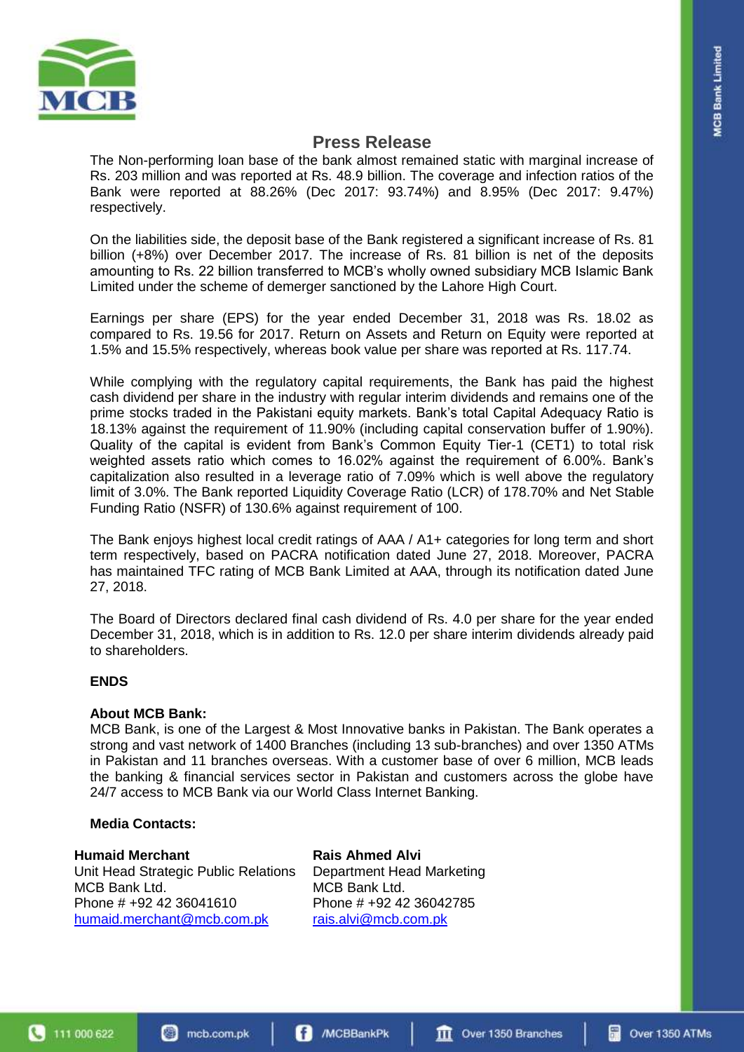## Press Release

The Non-performing loan base of the bank almost remained static with marginal increase of Rs. 203 million and was reported at Rs. 48.9 billion. The coverage and infection ratios of the Bank were reported at 88.26% (Dec 2017: 93.74%) and 8.95% (Dec 2017: 9.47%) respectively.

On the liabilities side, the deposit base of the Bank registered a significant increase of Rs. 81 billion (+8%) over December 2017. The increase of Rs. 81 billion is net of the deposits amounting to Rs. 22 billion transferred to MCB's wholly owned subsidiary MCB Islamic Bank Limited under the scheme of demerger sanctioned by the Lahore High Court.

Earnings per share (EPS) for the year ended December 31, 2018 was Rs. 18.02 as compared to Rs. 19.56 for 2017. Return on Assets and Return on Equity were reported at 1.5% and 15.5% respectively, whereas book value per share was reported at Rs. 117.74.

While complying with the regulatory capital requirements, the Bank has paid the highest cash dividend per share in the industry with regular interim dividends and remains one of the prime stocks traded in the Pakistani equity markets. Bank's total Capital Adequacy Ratio is 18.13% against the requirement of 11.90% (including capital conservation buffer of 1.90%). Quality of the capital is evident from Bank's Common Equity Tier-1 (CET1) to total risk weighted assets ratio which comes to 16.02% against the requirement of 6.00%. Bank's capitalization also resulted in a leverage ratio of 7.09% which is well above the regulatory limit of 3.0%. The Bank reported Liquidity Coverage Ratio (LCR) of 178.70% and Net Stable Funding Ratio (NSFR) of 130.6% against requirement of 100.

The Bank enjoys highest local credit ratings of AAA / A1+ categories for long term and short term respectively, based on PACRA notification dated June 27, 2018. Moreover, PACRA has maintained TFC rating of MCB Bank Limited at AAA, through its notification dated June 27, 2018.

The Board of Directors declared final cash dividend of Rs. 4.0 per share for the year ended December 31, 2018, which is in addition to Rs. 12.0 per share interim dividends already paid to shareholders.

**ENDS**

**About MCB Bank:**

MCB Bank, is one of the Largest & Most Innovative banks in Pakistan. The Bank operates a strong and vast network of 1400 Branches (including 13 sub-branches) and over 1350 ATMs in Pakistan and 11 branches overseas. With a customer base of over 6 million, MCB leads the banking & financial services sector in Pakistan and customers across the globe have 24/7 access to MCB Bank via our World Class Internet Banking.

**Media Contacts:**

**Humaid Merchant**
Unit Head Strategic Public Relations
MCB Bank Ltd.
Phone # +92 42 36041610
humaid.merchant@mcb.com.pk

**Rais Ahmed Alvi**
Department Head Marketing
MCB Bank Ltd.
Phone # +92 42 36042785
rais.alvi@mcb.com.pk